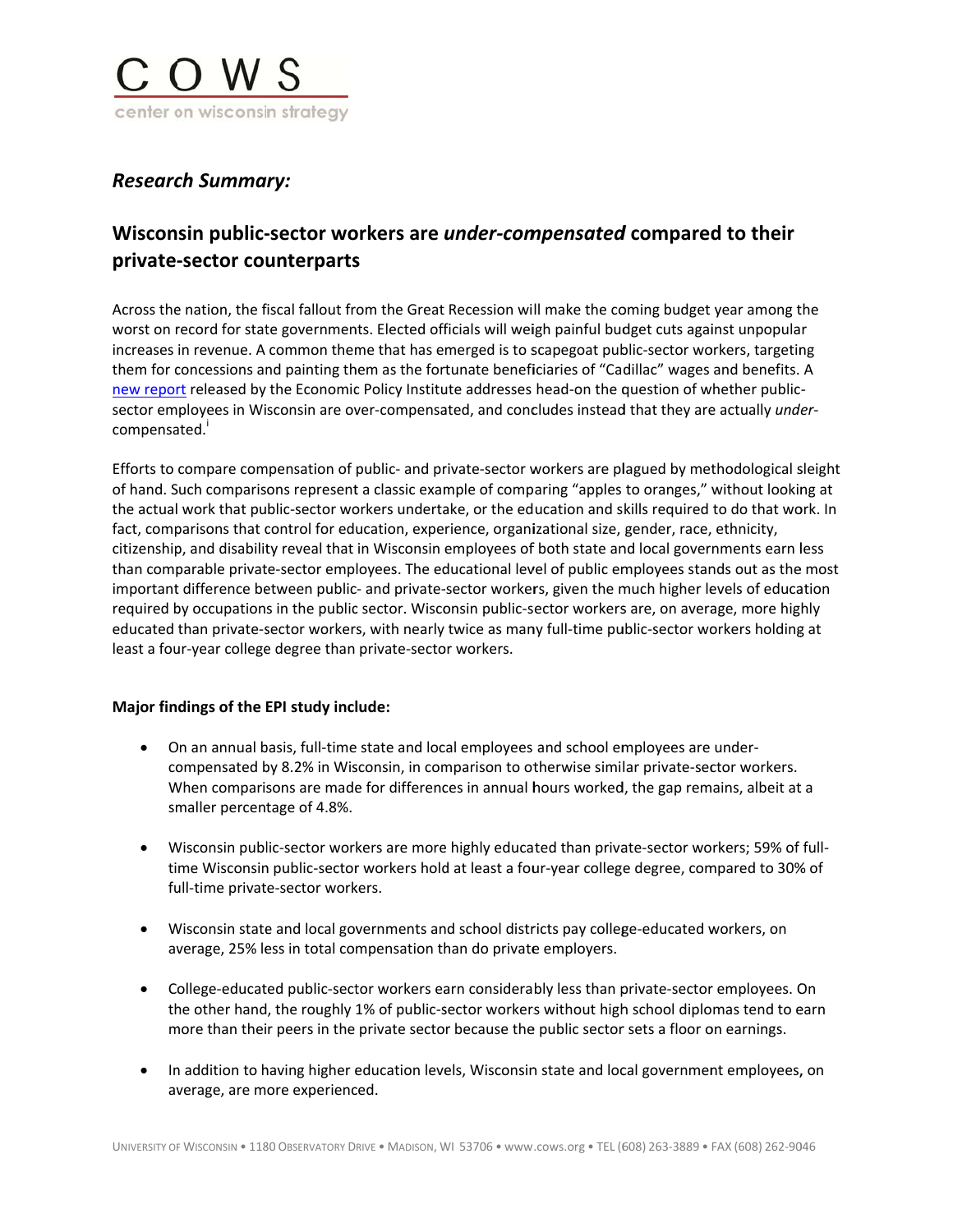# C O W S

center on wisconsin strategy

## *Research Summary:*

## Wisconsin public-sector workers are *under-compensated* compared to their private-sector counterparts

Across the nation, the fiscal fallout from the Great Recession will make the coming budget year among the worst on record for state governments. Elected officials will weigh painful budget cuts against unpopular increases in revenue. A common theme that has emerged is to scapegoat public-sector workers, targeting them for concessions and painting them as the fortunate beneficiaries of "Cadillac" wages and benefits. A new report released by the Economic Policy Institute addresses head-on the question of whether public-sector employees in Wisconsin are over-compensated, and concludes instead that they are actually *under*-compensated.[i]

Efforts to compare compensation of public- and private-sector workers are plagued by methodological sleight of hand. Such comparisons represent a classic example of comparing "apples to oranges," without looking at the actual work that public-sector workers undertake, or the education and skills required to do that work. In fact, comparisons that control for education, experience, organizational size, gender, race, ethnicity, citizenship, and disability reveal that in Wisconsin employees of both state and local governments earn less than comparable private-sector employees. The educational level of public employees stands out as the most important difference between public- and private-sector workers, given the much higher levels of education required by occupations in the public sector. Wisconsin public-sector workers are, on average, more highly educated than private-sector workers, with nearly twice as many full-time public-sector workers holding at least a four-year college degree than private-sector workers.

**Major findings of the EPI study include:**

- On an annual basis, full-time state and local employees and school employees are under-compensated by 8.2% in Wisconsin, in comparison to otherwise similar private-sector workers. When comparisons are made for differences in annual hours worked, the gap remains, albeit at a smaller percentage of 4.8%.
- Wisconsin public-sector workers are more highly educated than private-sector workers; 59% of full-time Wisconsin public-sector workers hold at least a four-year college degree, compared to 30% of full-time private-sector workers.
- Wisconsin state and local governments and school districts pay college-educated workers, on average, 25% less in total compensation than do private employers.
- College-educated public-sector workers earn considerably less than private-sector employees. On the other hand, the roughly 1% of public-sector workers without high school diplomas tend to earn more than their peers in the private sector because the public sector sets a floor on earnings.
- In addition to having higher education levels, Wisconsin state and local government employees, on average, are more experienced.

UNIVERSITY OF WISCONSIN • 1180 OBSERVATORY DRIVE • MADISON, WI 53706 • www.cows.org • TEL (608) 263-3889 • FAX (608) 262-9046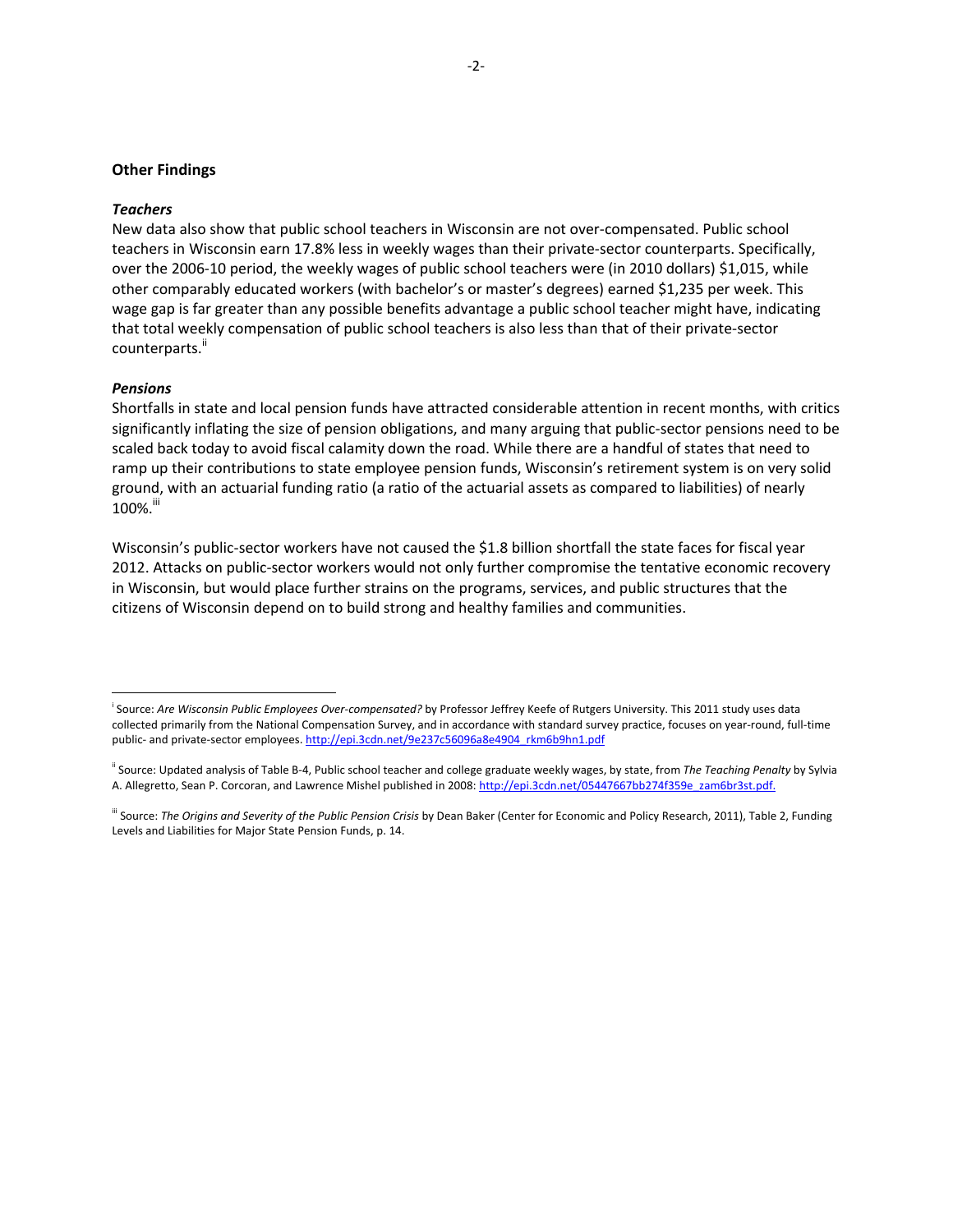## Other Findings

### *Teachers*

New data also show that public school teachers in Wisconsin are not over-compensated. Public school teachers in Wisconsin earn 17.8% less in weekly wages than their private-sector counterparts. Specifically, over the 2006-10 period, the weekly wages of public school teachers were (in 2010 dollars) $1,015, while other comparably educated workers (with bachelor's or master's degrees) earned $1,235 per week. This wage gap is far greater than any possible benefits advantage a public school teacher might have, indicating that total weekly compensation of public school teachers is also less than that of their private-sector counterparts.[ii]

### *Pensions*

Shortfalls in state and local pension funds have attracted considerable attention in recent months, with critics significantly inflating the size of pension obligations, and many arguing that public-sector pensions need to be scaled back today to avoid fiscal calamity down the road. While there are a handful of states that need to ramp up their contributions to state employee pension funds, Wisconsin's retirement system is on very solid ground, with an actuarial funding ratio (a ratio of the actuarial assets as compared to liabilities) of nearly 100%.[iii]

Wisconsin's public-sector workers have not caused the $1.8 billion shortfall the state faces for fiscal year 2012. Attacks on public-sector workers would not only further compromise the tentative economic recovery in Wisconsin, but would place further strains on the programs, services, and public structures that the citizens of Wisconsin depend on to build strong and healthy families and communities.

---

[i] Source: *Are Wisconsin Public Employees Over-compensated?* by Professor Jeffrey Keefe of Rutgers University. This 2011 study uses data collected primarily from the National Compensation Survey, and in accordance with standard survey practice, focuses on year-round, full-time public- and private-sector employees. http://epi.3cdn.net/9e237c56096a8e4904_rkm6b9hn1.pdf

[ii] Source: Updated analysis of Table B-4, Public school teacher and college graduate weekly wages, by state, from *The Teaching Penalty* by Sylvia A. Allegretto, Sean P. Corcoran, and Lawrence Mishel published in 2008: http://epi.3cdn.net/05447667bb274f359e_zam6br3st.pdf.

[iii] Source: *The Origins and Severity of the Public Pension Crisis* by Dean Baker (Center for Economic and Policy Research, 2011), Table 2, Funding Levels and Liabilities for Major State Pension Funds, p. 14.